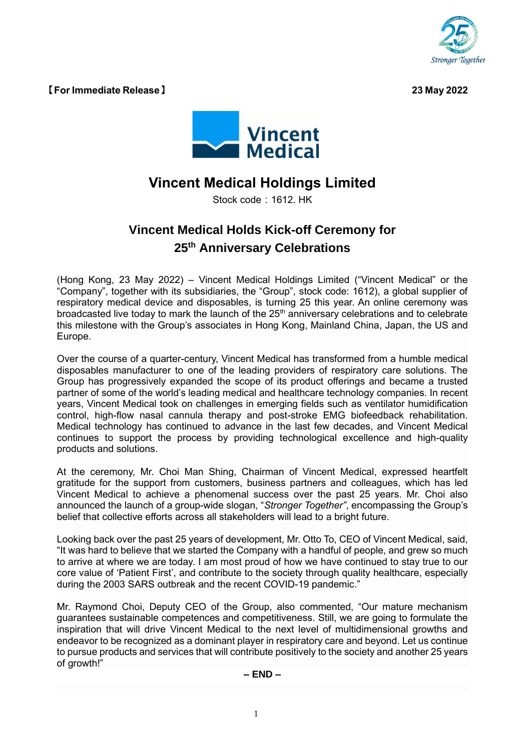【For Immediate Release】 **23 May 2022**

# Vincent Medical Holdings Limited

Stock code：1612. HK

## Vincent Medical Holds Kick-off Ceremony for 25th Anniversary Celebrations

(Hong Kong, 23 May 2022) – Vincent Medical Holdings Limited ("Vincent Medical" or the "Company", together with its subsidiaries, the "Group", stock code: 1612), a global supplier of respiratory medical device and disposables, is turning 25 this year. An online ceremony was broadcasted live today to mark the launch of the 25th anniversary celebrations and to celebrate this milestone with the Group's associates in Hong Kong, Mainland China, Japan, the US and Europe.

Over the course of a quarter-century, Vincent Medical has transformed from a humble medical disposables manufacturer to one of the leading providers of respiratory care solutions. The Group has progressively expanded the scope of its product offerings and became a trusted partner of some of the world's leading medical and healthcare technology companies. In recent years, Vincent Medical took on challenges in emerging fields such as ventilator humidification control, high-flow nasal cannula therapy and post-stroke EMG biofeedback rehabilitation. Medical technology has continued to advance in the last few decades, and Vincent Medical continues to support the process by providing technological excellence and high-quality products and solutions.

At the ceremony, Mr. Choi Man Shing, Chairman of Vincent Medical, expressed heartfelt gratitude for the support from customers, business partners and colleagues, which has led Vincent Medical to achieve a phenomenal success over the past 25 years. Mr. Choi also announced the launch of a group-wide slogan, "*Stronger Together"*, encompassing the Group's belief that collective efforts across all stakeholders will lead to a bright future.

Looking back over the past 25 years of development, Mr. Otto To, CEO of Vincent Medical, said, "It was hard to believe that we started the Company with a handful of people, and grew so much to arrive at where we are today. I am most proud of how we have continued to stay true to our core value of 'Patient First', and contribute to the society through quality healthcare, especially during the 2003 SARS outbreak and the recent COVID-19 pandemic."

Mr. Raymond Choi, Deputy CEO of the Group, also commented, "Our mature mechanism guarantees sustainable competences and competitiveness. Still, we are going to formulate the inspiration that will drive Vincent Medical to the next level of multidimensional growths and endeavor to be recognized as a dominant player in respiratory care and beyond. Let us continue to pursue products and services that will contribute positively to the society and another 25 years of growth!"

**– END –**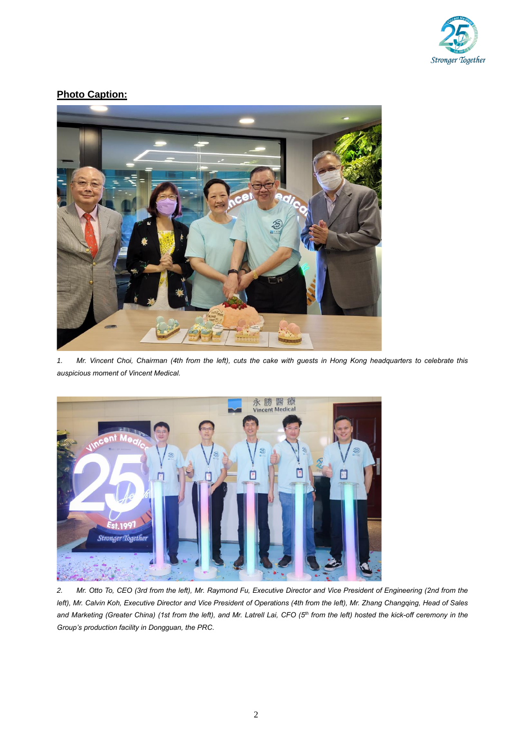**Photo Caption:**

*1. Mr. Vincent Choi, Chairman (4th from the left), cuts the cake with guests in Hong Kong headquarters to celebrate this auspicious moment of Vincent Medical.*

*2. Mr. Otto To, CEO (3rd from the left), Mr. Raymond Fu, Executive Director and Vice President of Engineering (2nd from the left), Mr. Calvin Koh, Executive Director and Vice President of Operations (4th from the left), Mr. Zhang Changqing, Head of Sales and Marketing (Greater China) (1st from the left), and Mr. Latrell Lai, CFO (5th from the left) hosted the kick-off ceremony in the Group's production facility in Dongguan, the PRC.*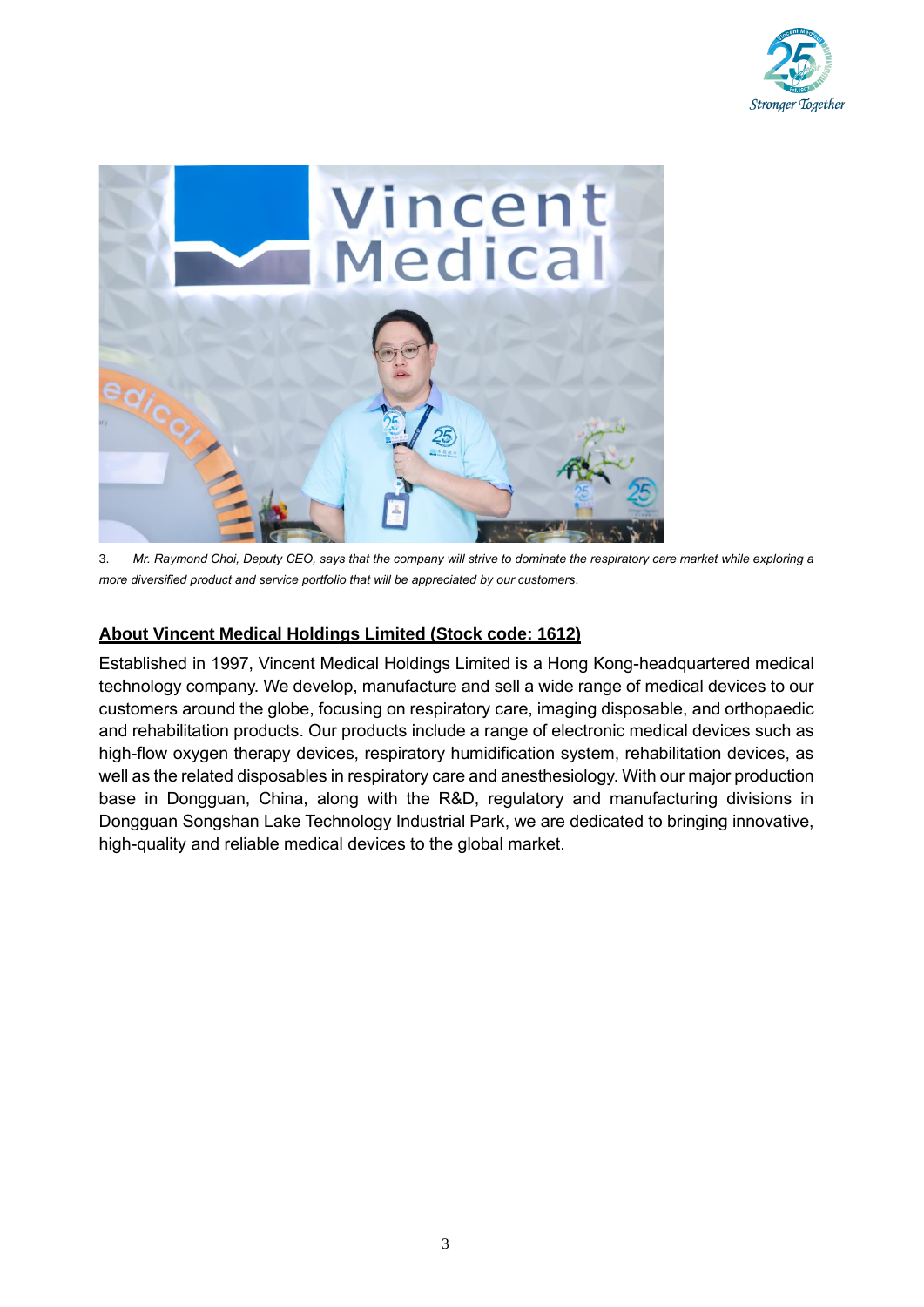3. *Mr. Raymond Choi, Deputy CEO, says that the company will strive to dominate the respiratory care market while exploring a more diversified product and service portfolio that will be appreciated by our customers.*

## About Vincent Medical Holdings Limited (Stock code: 1612)

Established in 1997, Vincent Medical Holdings Limited is a Hong Kong-headquartered medical technology company. We develop, manufacture and sell a wide range of medical devices to our customers around the globe, focusing on respiratory care, imaging disposable, and orthopaedic and rehabilitation products. Our products include a range of electronic medical devices such as high-flow oxygen therapy devices, respiratory humidification system, rehabilitation devices, as well as the related disposables in respiratory care and anesthesiology. With our major production base in Dongguan, China, along with the R&D, regulatory and manufacturing divisions in Dongguan Songshan Lake Technology Industrial Park, we are dedicated to bringing innovative, high-quality and reliable medical devices to the global market.